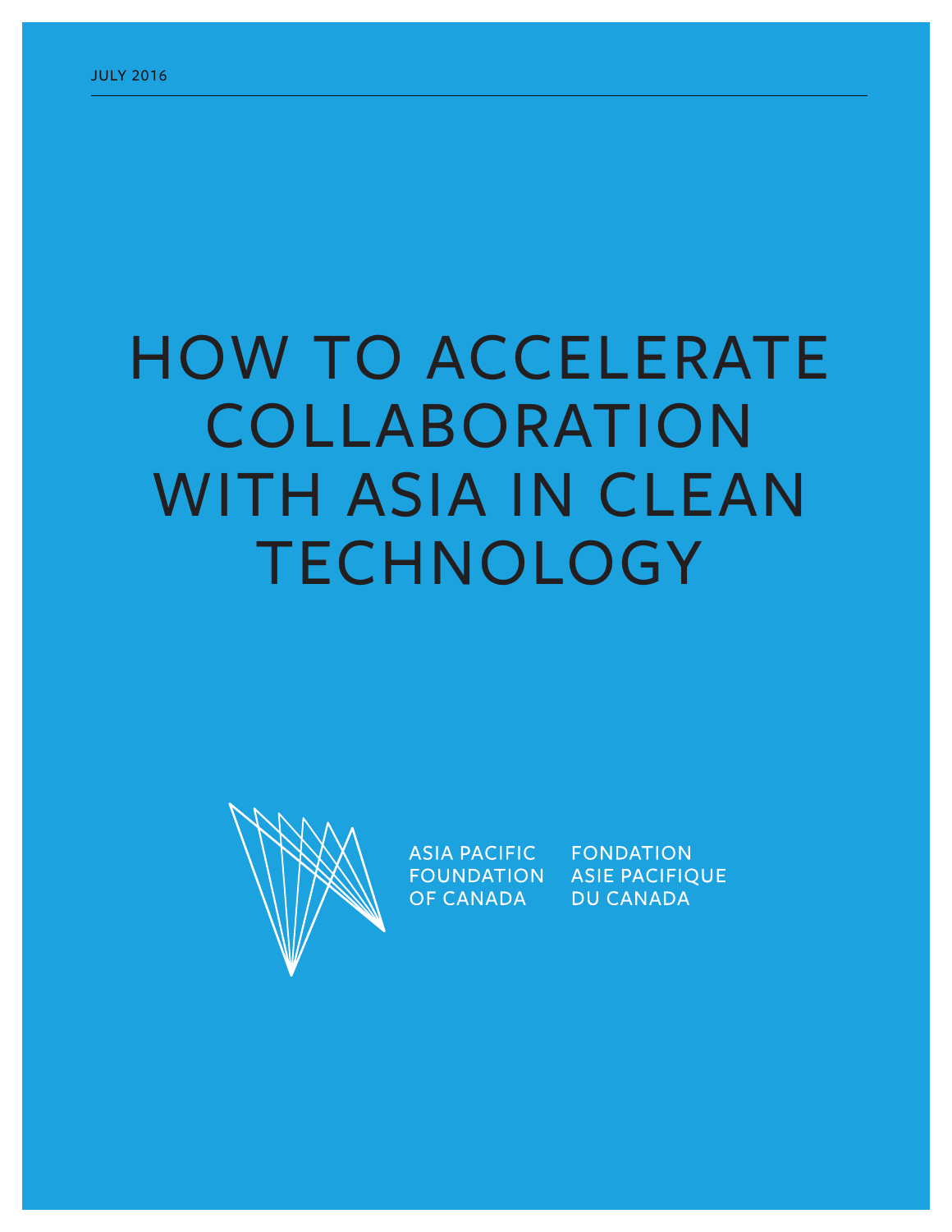JULY 2016

# HOW TO ACCELERATE COLLABORATION WITH ASIA IN CLEAN TECHNOLOGY

ASIA PACIFIC FOUNDATION OF CANADA

FONDATION ASIE PACIFIQUE DU CANADA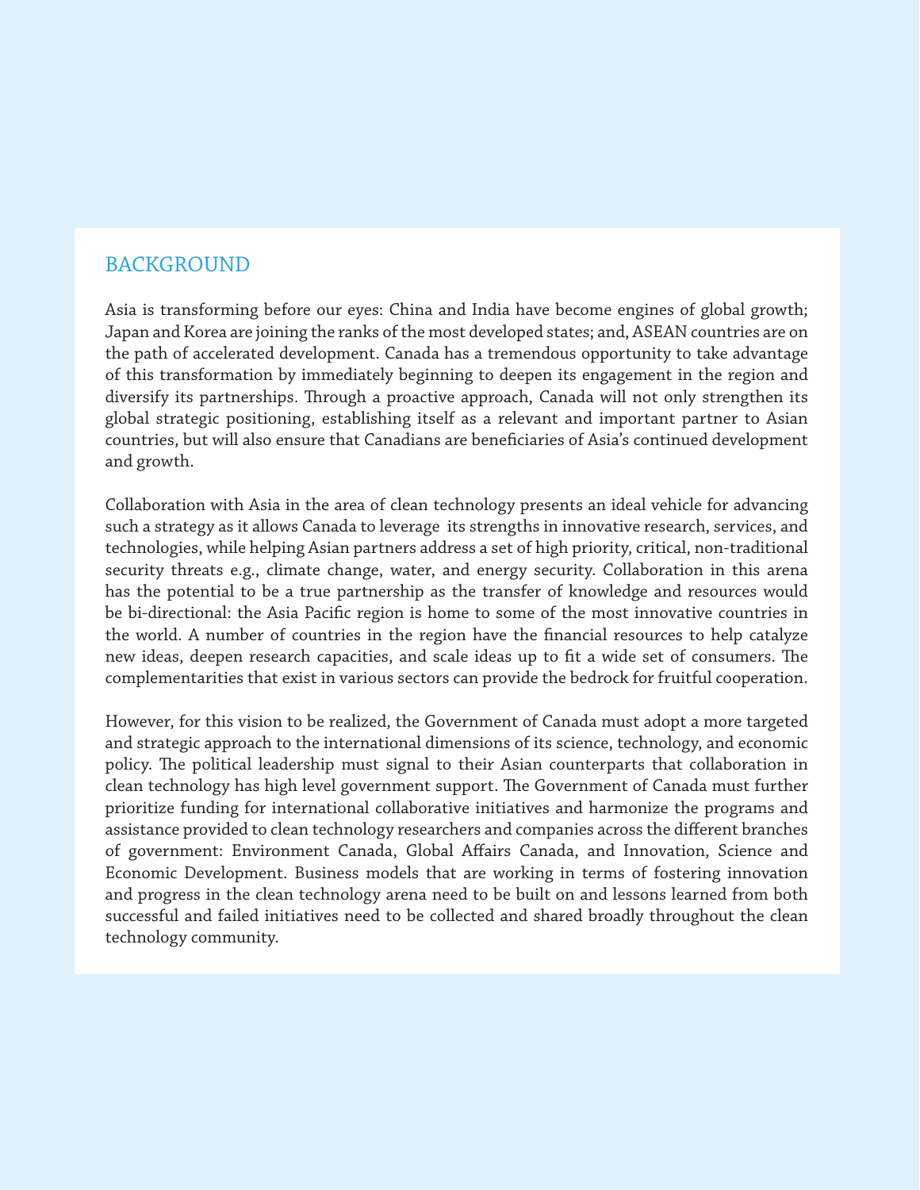## BACKGROUND

Asia is transforming before our eyes: China and India have become engines of global growth; Japan and Korea are joining the ranks of the most developed states; and, ASEAN countries are on the path of accelerated development. Canada has a tremendous opportunity to take advantage of this transformation by immediately beginning to deepen its engagement in the region and diversify its partnerships. Through a proactive approach, Canada will not only strengthen its global strategic positioning, establishing itself as a relevant and important partner to Asian countries, but will also ensure that Canadians are beneficiaries of Asia's continued development and growth.

Collaboration with Asia in the area of clean technology presents an ideal vehicle for advancing such a strategy as it allows Canada to leverage its strengths in innovative research, services, and technologies, while helping Asian partners address a set of high priority, critical, non-traditional security threats e.g., climate change, water, and energy security. Collaboration in this arena has the potential to be a true partnership as the transfer of knowledge and resources would be bi-directional: the Asia Pacific region is home to some of the most innovative countries in the world. A number of countries in the region have the financial resources to help catalyze new ideas, deepen research capacities, and scale ideas up to fit a wide set of consumers. The complementarities that exist in various sectors can provide the bedrock for fruitful cooperation.

However, for this vision to be realized, the Government of Canada must adopt a more targeted and strategic approach to the international dimensions of its science, technology, and economic policy. The political leadership must signal to their Asian counterparts that collaboration in clean technology has high level government support. The Government of Canada must further prioritize funding for international collaborative initiatives and harmonize the programs and assistance provided to clean technology researchers and companies across the different branches of government: Environment Canada, Global Affairs Canada, and Innovation, Science and Economic Development. Business models that are working in terms of fostering innovation and progress in the clean technology arena need to be built on and lessons learned from both successful and failed initiatives need to be collected and shared broadly throughout the clean technology community.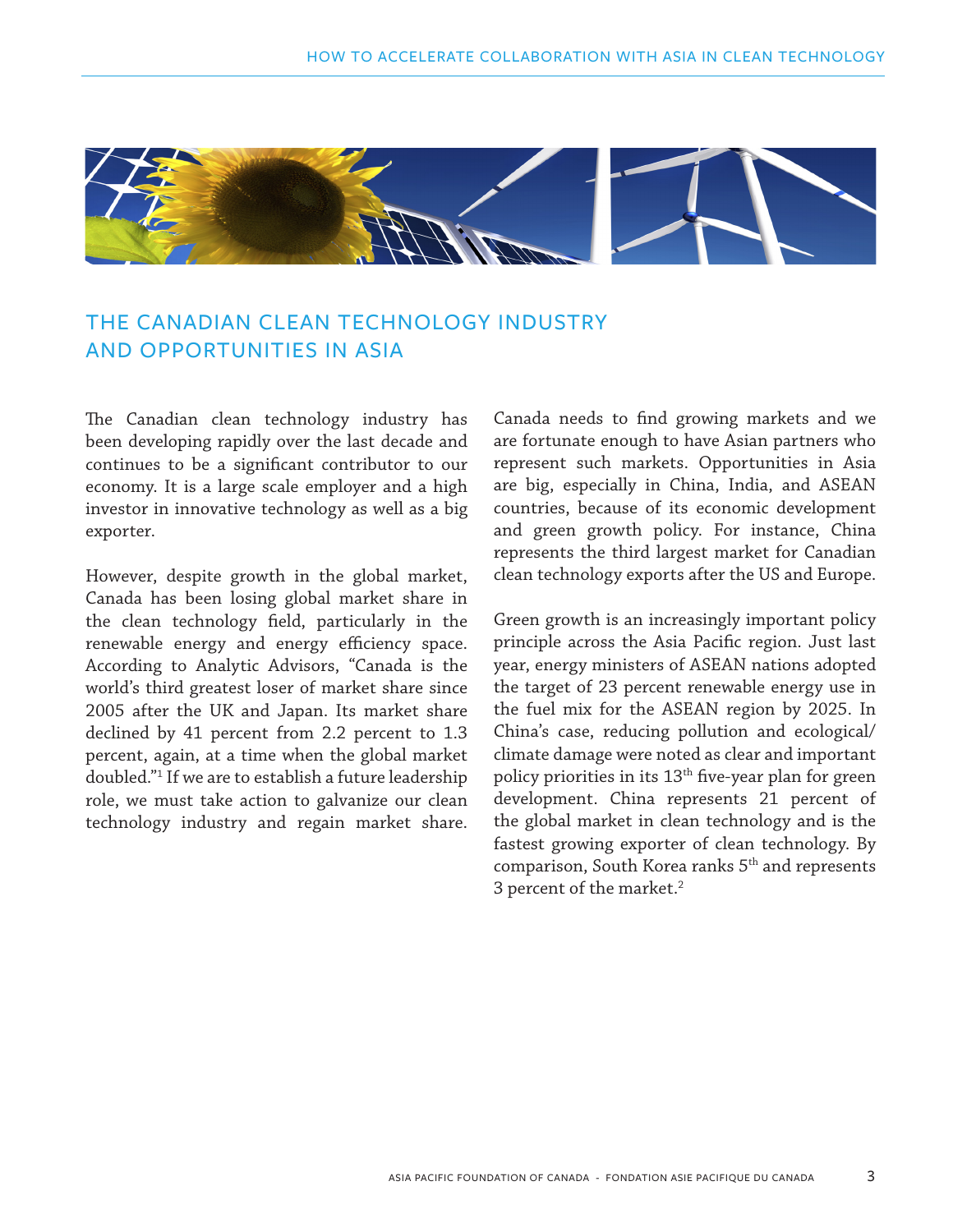## THE CANADIAN CLEAN TECHNOLOGY INDUSTRY AND OPPORTUNITIES IN ASIA

The Canadian clean technology industry has been developing rapidly over the last decade and continues to be a significant contributor to our economy. It is a large scale employer and a high investor in innovative technology as well as a big exporter.

However, despite growth in the global market, Canada has been losing global market share in the clean technology field, particularly in the renewable energy and energy efficiency space. According to Analytic Advisors, "Canada is the world's third greatest loser of market share since 2005 after the UK and Japan. Its market share declined by 41 percent from 2.2 percent to 1.3 percent, again, at a time when the global market doubled."[1] If we are to establish a future leadership role, we must take action to galvanize our clean technology industry and regain market share.

Canada needs to find growing markets and we are fortunate enough to have Asian partners who represent such markets. Opportunities in Asia are big, especially in China, India, and ASEAN countries, because of its economic development and green growth policy. For instance, China represents the third largest market for Canadian clean technology exports after the US and Europe.

Green growth is an increasingly important policy principle across the Asia Pacific region. Just last year, energy ministers of ASEAN nations adopted the target of 23 percent renewable energy use in the fuel mix for the ASEAN region by 2025. In China's case, reducing pollution and ecological/climate damage were noted as clear and important policy priorities in its 13th five-year plan for green development. China represents 21 percent of the global market in clean technology and is the fastest growing exporter of clean technology. By comparison, South Korea ranks 5th and represents 3 percent of the market.[2]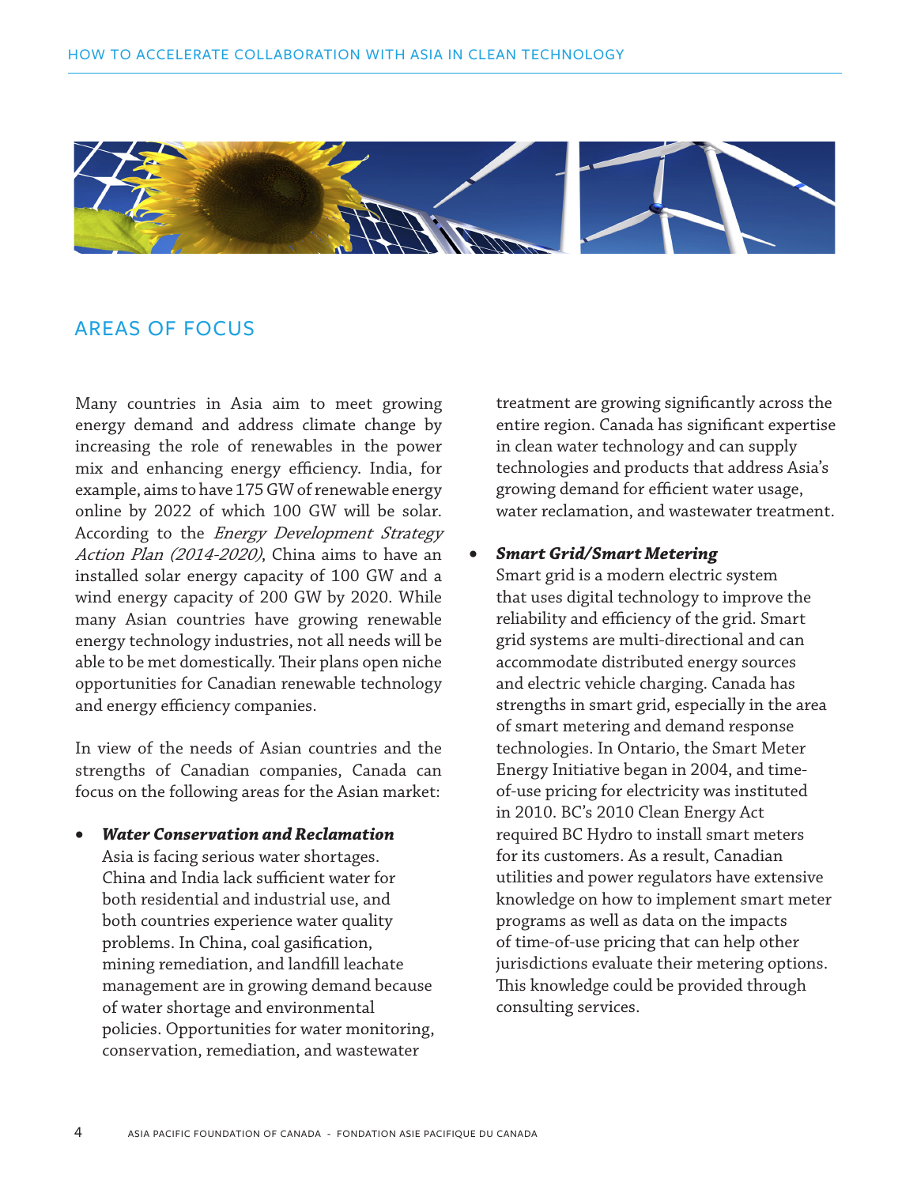## AREAS OF FOCUS

Many countries in Asia aim to meet growing energy demand and address climate change by increasing the role of renewables in the power mix and enhancing energy efficiency. India, for example, aims to have 175 GW of renewable energy online by 2022 of which 100 GW will be solar. According to the *Energy Development Strategy Action Plan (2014-2020)*, China aims to have an installed solar energy capacity of 100 GW and a wind energy capacity of 200 GW by 2020. While many Asian countries have growing renewable energy technology industries, not all needs will be able to be met domestically. Their plans open niche opportunities for Canadian renewable technology and energy efficiency companies.

In view of the needs of Asian countries and the strengths of Canadian companies, Canada can focus on the following areas for the Asian market:

- ***Water Conservation and Reclamation***
  Asia is facing serious water shortages. China and India lack sufficient water for both residential and industrial use, and both countries experience water quality problems. In China, coal gasification, mining remediation, and landfill leachate management are in growing demand because of water shortage and environmental policies. Opportunities for water monitoring, conservation, remediation, and wastewater treatment are growing significantly across the entire region. Canada has significant expertise in clean water technology and can supply technologies and products that address Asia's growing demand for efficient water usage, water reclamation, and wastewater treatment.

- ***Smart Grid/Smart Metering***
  Smart grid is a modern electric system that uses digital technology to improve the reliability and efficiency of the grid. Smart grid systems are multi-directional and can accommodate distributed energy sources and electric vehicle charging. Canada has strengths in smart grid, especially in the area of smart metering and demand response technologies. In Ontario, the Smart Meter Energy Initiative began in 2004, and time-of-use pricing for electricity was instituted in 2010. BC's 2010 Clean Energy Act required BC Hydro to install smart meters for its customers. As a result, Canadian utilities and power regulators have extensive knowledge on how to implement smart meter programs as well as data on the impacts of time-of-use pricing that can help other jurisdictions evaluate their metering options. This knowledge could be provided through consulting services.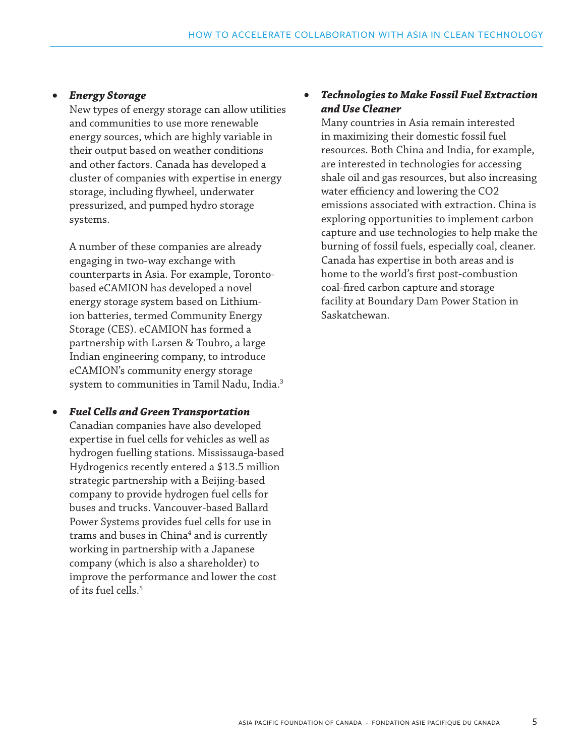- ***Energy Storage***
  New types of energy storage can allow utilities and communities to use more renewable energy sources, which are highly variable in their output based on weather conditions and other factors. Canada has developed a cluster of companies with expertise in energy storage, including flywheel, underwater pressurized, and pumped hydro storage systems.

  A number of these companies are already engaging in two-way exchange with counterparts in Asia. For example, Toronto-based eCAMION has developed a novel energy storage system based on Lithium-ion batteries, termed Community Energy Storage (CES). eCAMION has formed a partnership with Larsen & Toubro, a large Indian engineering company, to introduce eCAMION's community energy storage system to communities in Tamil Nadu, India.[3]

- ***Fuel Cells and Green Transportation***
  Canadian companies have also developed expertise in fuel cells for vehicles as well as hydrogen fuelling stations. Mississauga-based Hydrogenics recently entered a $13.5 million strategic partnership with a Beijing-based company to provide hydrogen fuel cells for buses and trucks. Vancouver-based Ballard Power Systems provides fuel cells for use in trams and buses in China[4] and is currently working in partnership with a Japanese company (which is also a shareholder) to improve the performance and lower the cost of its fuel cells.[5]

- ***Technologies to Make Fossil Fuel Extraction and Use Cleaner***
  Many countries in Asia remain interested in maximizing their domestic fossil fuel resources. Both China and India, for example, are interested in technologies for accessing shale oil and gas resources, but also increasing water efficiency and lowering the CO2 emissions associated with extraction. China is exploring opportunities to implement carbon capture and use technologies to help make the burning of fossil fuels, especially coal, cleaner. Canada has expertise in both areas and is home to the world's first post-combustion coal-fired carbon capture and storage facility at Boundary Dam Power Station in Saskatchewan.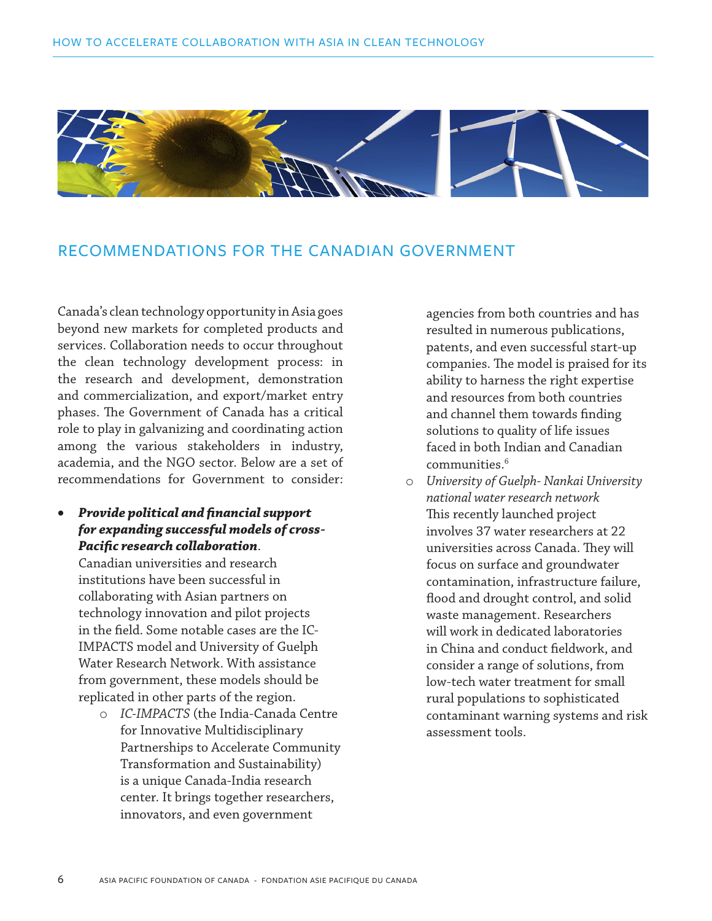## RECOMMENDATIONS FOR THE CANADIAN GOVERNMENT

Canada's clean technology opportunity in Asia goes beyond new markets for completed products and services. Collaboration needs to occur throughout the clean technology development process: in the research and development, demonstration and commercialization, and export/market entry phases. The Government of Canada has a critical role to play in galvanizing and coordinating action among the various stakeholders in industry, academia, and the NGO sector. Below are a set of recommendations for Government to consider:

- ***Provide political and financial support for expanding successful models of cross-Pacific research collaboration***.
  Canadian universities and research institutions have been successful in collaborating with Asian partners on technology innovation and pilot projects in the field. Some notable cases are the IC-IMPACTS model and University of Guelph Water Research Network. With assistance from government, these models should be replicated in other parts of the region.
  - *IC-IMPACTS* (the India-Canada Centre for Innovative Multidisciplinary Partnerships to Accelerate Community Transformation and Sustainability) is a unique Canada-India research center. It brings together researchers, innovators, and even government agencies from both countries and has resulted in numerous publications, patents, and even successful start-up companies. The model is praised for its ability to harness the right expertise and resources from both countries and channel them towards finding solutions to quality of life issues faced in both Indian and Canadian communities.[6]
  - *University of Guelph- Nankai University national water research network*
    This recently launched project involves 37 water researchers at 22 universities across Canada. They will focus on surface and groundwater contamination, infrastructure failure, flood and drought control, and solid waste management. Researchers will work in dedicated laboratories in China and conduct fieldwork, and consider a range of solutions, from low-tech water treatment for small rural populations to sophisticated contaminant warning systems and risk assessment tools.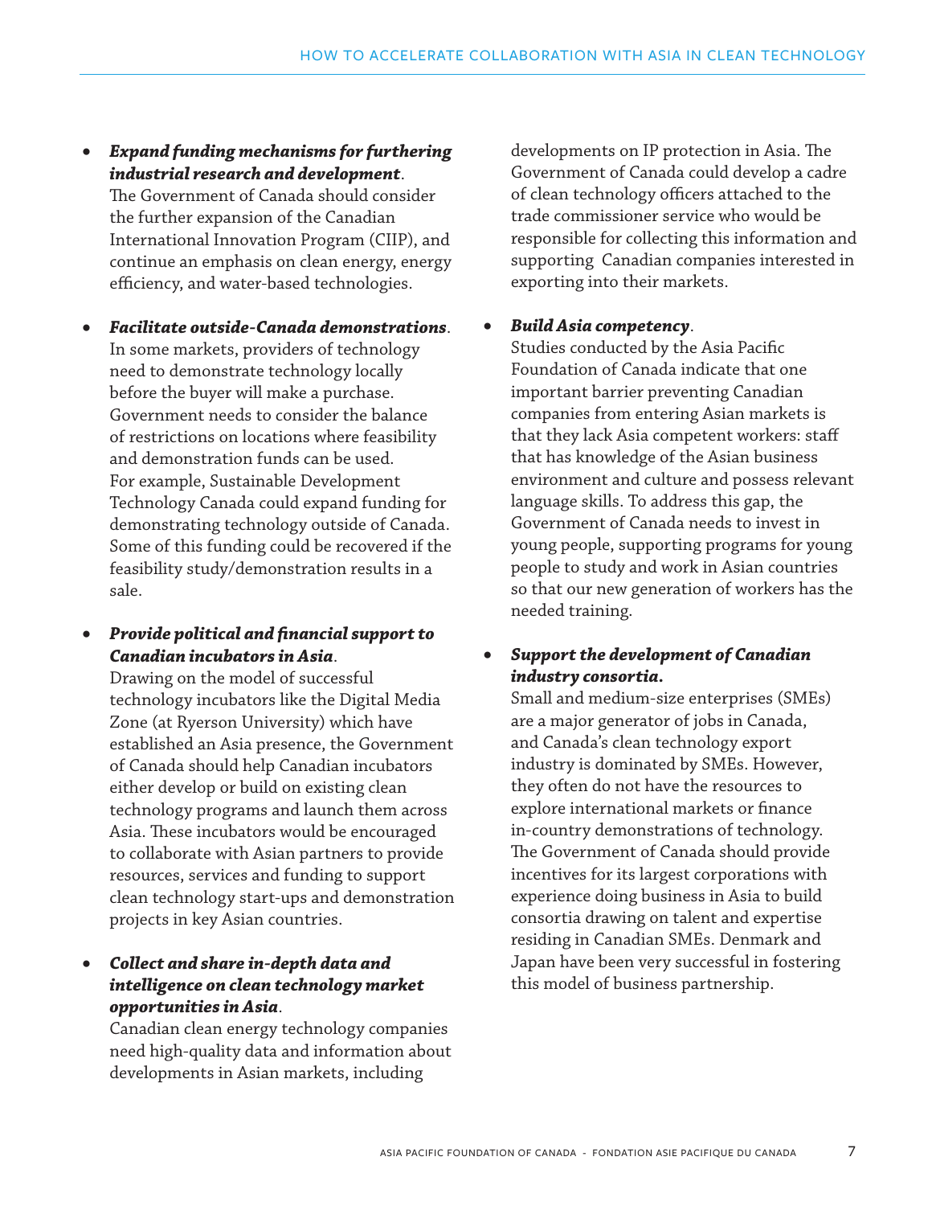- ***Expand funding mechanisms for furthering industrial research and development***.
  The Government of Canada should consider the further expansion of the Canadian International Innovation Program (CIIP), and continue an emphasis on clean energy, energy efficiency, and water-based technologies.

- ***Facilitate outside-Canada demonstrations***.
  In some markets, providers of technology need to demonstrate technology locally before the buyer will make a purchase. Government needs to consider the balance of restrictions on locations where feasibility and demonstration funds can be used. For example, Sustainable Development Technology Canada could expand funding for demonstrating technology outside of Canada. Some of this funding could be recovered if the feasibility study/demonstration results in a sale.

- ***Provide political and financial support to Canadian incubators in Asia***.
  Drawing on the model of successful technology incubators like the Digital Media Zone (at Ryerson University) which have established an Asia presence, the Government of Canada should help Canadian incubators either develop or build on existing clean technology programs and launch them across Asia. These incubators would be encouraged to collaborate with Asian partners to provide resources, services and funding to support clean technology start-ups and demonstration projects in key Asian countries.

- ***Collect and share in-depth data and intelligence on clean technology market opportunities in Asia***.
  Canadian clean energy technology companies need high-quality data and information about developments in Asian markets, including developments on IP protection in Asia. The Government of Canada could develop a cadre of clean technology officers attached to the trade commissioner service who would be responsible for collecting this information and supporting Canadian companies interested in exporting into their markets.

- ***Build Asia competency***.
  Studies conducted by the Asia Pacific Foundation of Canada indicate that one important barrier preventing Canadian companies from entering Asian markets is that they lack Asia competent workers: staff that has knowledge of the Asian business environment and culture and possess relevant language skills. To address this gap, the Government of Canada needs to invest in young people, supporting programs for young people to study and work in Asian countries so that our new generation of workers has the needed training.

- ***Support the development of Canadian industry consortia.***
  Small and medium-size enterprises (SMEs) are a major generator of jobs in Canada, and Canada's clean technology export industry is dominated by SMEs. However, they often do not have the resources to explore international markets or finance in-country demonstrations of technology. The Government of Canada should provide incentives for its largest corporations with experience doing business in Asia to build consortia drawing on talent and expertise residing in Canadian SMEs. Denmark and Japan have been very successful in fostering this model of business partnership.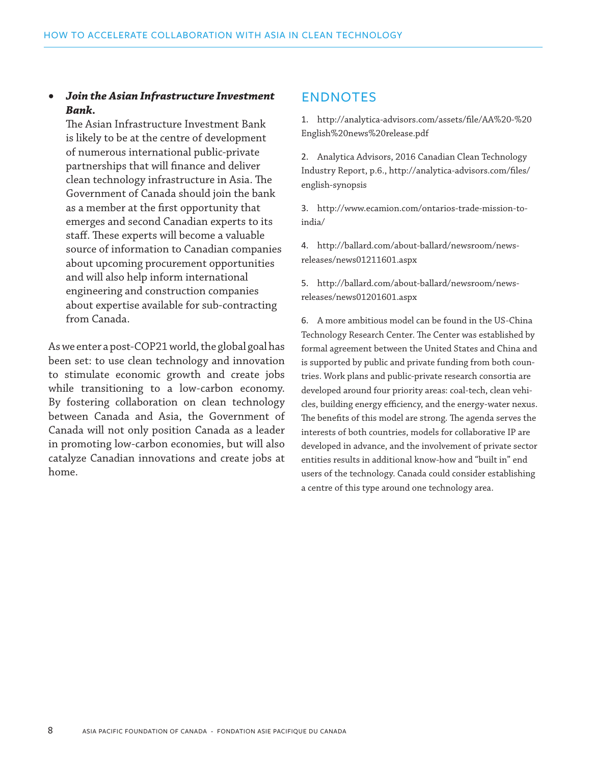- ***Join the Asian Infrastructure Investment Bank.*** The Asian Infrastructure Investment Bank is likely to be at the centre of development of numerous international public-private partnerships that will finance and deliver clean technology infrastructure in Asia. The Government of Canada should join the bank as a member at the first opportunity that emerges and second Canadian experts to its staff. These experts will become a valuable source of information to Canadian companies about upcoming procurement opportunities and will also help inform international engineering and construction companies about expertise available for sub-contracting from Canada.

As we enter a post-COP21 world, the global goal has been set: to use clean technology and innovation to stimulate economic growth and create jobs while transitioning to a low-carbon economy. By fostering collaboration on clean technology between Canada and Asia, the Government of Canada will not only position Canada as a leader in promoting low-carbon economies, but will also catalyze Canadian innovations and create jobs at home.

## ENDNOTES

1. http://analytica-advisors.com/assets/file/AA%20-%20English%20news%20release.pdf

2. Analytica Advisors, 2016 Canadian Clean Technology Industry Report, p.6., http://analytica-advisors.com/files/english-synopsis

3. http://www.ecamion.com/ontarios-trade-mission-to-india/

4. http://ballard.com/about-ballard/newsroom/news-releases/news01211601.aspx

5. http://ballard.com/about-ballard/newsroom/news-releases/news01201601.aspx

6. A more ambitious model can be found in the US-China Technology Research Center. The Center was established by formal agreement between the United States and China and is supported by public and private funding from both countries. Work plans and public-private research consortia are developed around four priority areas: coal-tech, clean vehicles, building energy efficiency, and the energy-water nexus. The benefits of this model are strong. The agenda serves the interests of both countries, models for collaborative IP are developed in advance, and the involvement of private sector entities results in additional know-how and "built in" end users of the technology. Canada could consider establishing a centre of this type around one technology area.